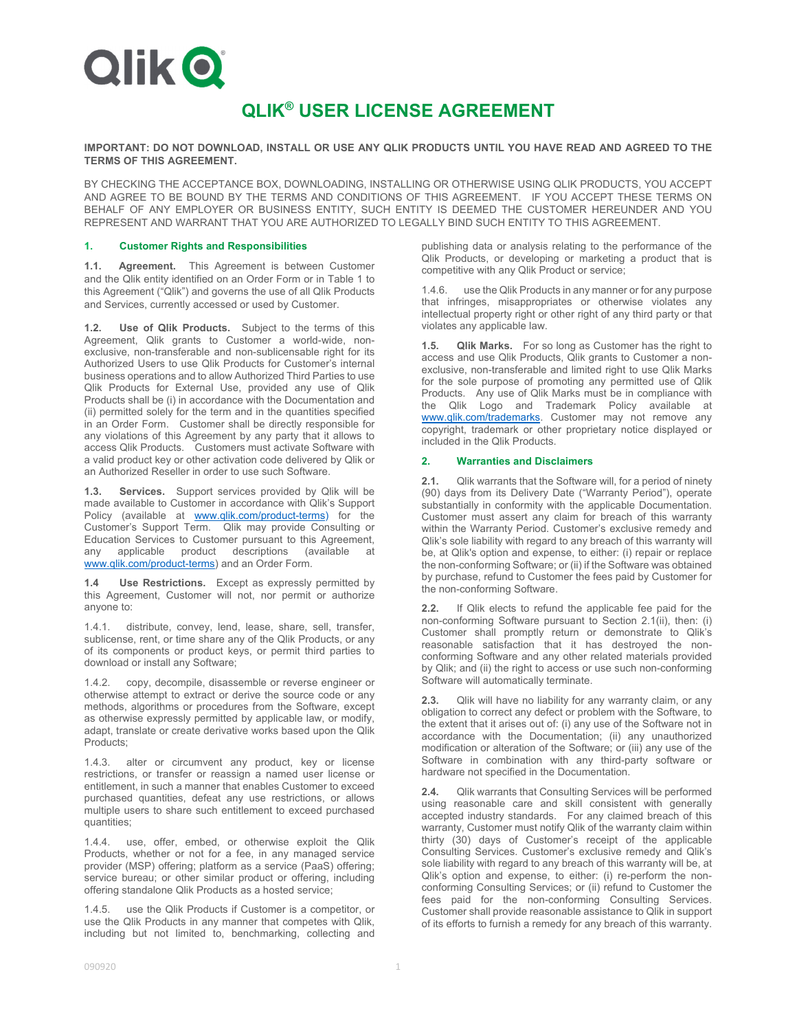# QLIK® USER LICENSE AGREEMENT

**IMPORTANT: DO NOT DOWNLOAD, INSTALL OR USE ANY QLIK PRODUCTS UNTIL YOU HAVE READ AND AGREED TO THE TERMS OF THIS AGREEMENT.**

BY CHECKING THE ACCEPTANCE BOX, DOWNLOADING, INSTALLING OR OTHERWISE USING QLIK PRODUCTS, YOU ACCEPT AND AGREE TO BE BOUND BY THE TERMS AND CONDITIONS OF THIS AGREEMENT. IF YOU ACCEPT THESE TERMS ON BEHALF OF ANY EMPLOYER OR BUSINESS ENTITY, SUCH ENTITY IS DEEMED THE CUSTOMER HEREUNDER AND YOU REPRESENT AND WARRANT THAT YOU ARE AUTHORIZED TO LEGALLY BIND SUCH ENTITY TO THIS AGREEMENT.

## 1. Customer Rights and Responsibilities

**1.1. Agreement.** This Agreement is between Customer and the Qlik entity identified on an Order Form or in Table 1 to this Agreement ("Qlik") and governs the use of all Qlik Products and Services, currently accessed or used by Customer.

**1.2. Use of Qlik Products.** Subject to the terms of this Agreement, Qlik grants to Customer a world-wide, non-exclusive, non-transferable and non-sublicensable right for its Authorized Users to use Qlik Products for Customer's internal business operations and to allow Authorized Third Parties to use Qlik Products for External Use, provided any use of Qlik Products shall be (i) in accordance with the Documentation and (ii) permitted solely for the term and in the quantities specified in an Order Form. Customer shall be directly responsible for any violations of this Agreement by any party that it allows to access Qlik Products. Customers must activate Software with a valid product key or other activation code delivered by Qlik or an Authorized Reseller in order to use such Software.

**1.3. Services.** Support services provided by Qlik will be made available to Customer in accordance with Qlik's Support Policy (available at www.qlik.com/product-terms) for the Customer's Support Term. Qlik may provide Consulting or Education Services to Customer pursuant to this Agreement, any applicable product descriptions (available at www.qlik.com/product-terms) and an Order Form.

**1.4 Use Restrictions.** Except as expressly permitted by this Agreement, Customer will not, nor permit or authorize anyone to:

1.4.1. distribute, convey, lend, lease, share, sell, transfer, sublicense, rent, or time share any of the Qlik Products, or any of its components or product keys, or permit third parties to download or install any Software;

1.4.2. copy, decompile, disassemble or reverse engineer or otherwise attempt to extract or derive the source code or any methods, algorithms or procedures from the Software, except as otherwise expressly permitted by applicable law, or modify, adapt, translate or create derivative works based upon the Qlik Products;

1.4.3. alter or circumvent any product, key or license restrictions, or transfer or reassign a named user license or entitlement, in such a manner that enables Customer to exceed purchased quantities, defeat any use restrictions, or allows multiple users to share such entitlement to exceed purchased quantities;

1.4.4. use, offer, embed, or otherwise exploit the Qlik Products, whether or not for a fee, in any managed service provider (MSP) offering; platform as a service (PaaS) offering; service bureau; or other similar product or offering, including offering standalone Qlik Products as a hosted service;

1.4.5. use the Qlik Products if Customer is a competitor, or use the Qlik Products in any manner that competes with Qlik, including but not limited to, benchmarking, collecting and publishing data or analysis relating to the performance of the Qlik Products, or developing or marketing a product that is competitive with any Qlik Product or service;

1.4.6. use the Qlik Products in any manner or for any purpose that infringes, misappropriates or otherwise violates any intellectual property right or other right of any third party or that violates any applicable law.

**1.5. Qlik Marks.** For so long as Customer has the right to access and use Qlik Products, Qlik grants to Customer a non-exclusive, non-transferable and limited right to use Qlik Marks for the sole purpose of promoting any permitted use of Qlik Products. Any use of Qlik Marks must be in compliance with the Qlik Logo and Trademark Policy available at www.qlik.com/trademarks. Customer may not remove any copyright, trademark or other proprietary notice displayed or included in the Qlik Products.

## 2. Warranties and Disclaimers

**2.1.** Qlik warrants that the Software will, for a period of ninety (90) days from its Delivery Date ("Warranty Period"), operate substantially in conformity with the applicable Documentation. Customer must assert any claim for breach of this warranty within the Warranty Period. Customer's exclusive remedy and Qlik's sole liability with regard to any breach of this warranty will be, at Qlik's option and expense, to either: (i) repair or replace the non-conforming Software; or (ii) if the Software was obtained by purchase, refund to Customer the fees paid by Customer for the non-conforming Software.

**2.2.** If Qlik elects to refund the applicable fee paid for the non-conforming Software pursuant to Section 2.1(ii), then: (i) Customer shall promptly return or demonstrate to Qlik's reasonable satisfaction that it has destroyed the non-conforming Software and any other related materials provided by Qlik; and (ii) the right to access or use such non-conforming Software will automatically terminate.

**2.3.** Qlik will have no liability for any warranty claim, or any obligation to correct any defect or problem with the Software, to the extent that it arises out of: (i) any use of the Software not in accordance with the Documentation; (ii) any unauthorized modification or alteration of the Software; or (iii) any use of the Software in combination with any third-party software or hardware not specified in the Documentation.

**2.4.** Qlik warrants that Consulting Services will be performed using reasonable care and skill consistent with generally accepted industry standards. For any claimed breach of this warranty, Customer must notify Qlik of the warranty claim within thirty (30) days of Customer's receipt of the applicable Consulting Services. Customer's exclusive remedy and Qlik's sole liability with regard to any breach of this warranty will be, at Qlik's option and expense, to either: (i) re-perform the non-conforming Consulting Services; or (ii) refund to Customer the fees paid for the non-conforming Consulting Services. Customer shall provide reasonable assistance to Qlik in support of its efforts to furnish a remedy for any breach of this warranty.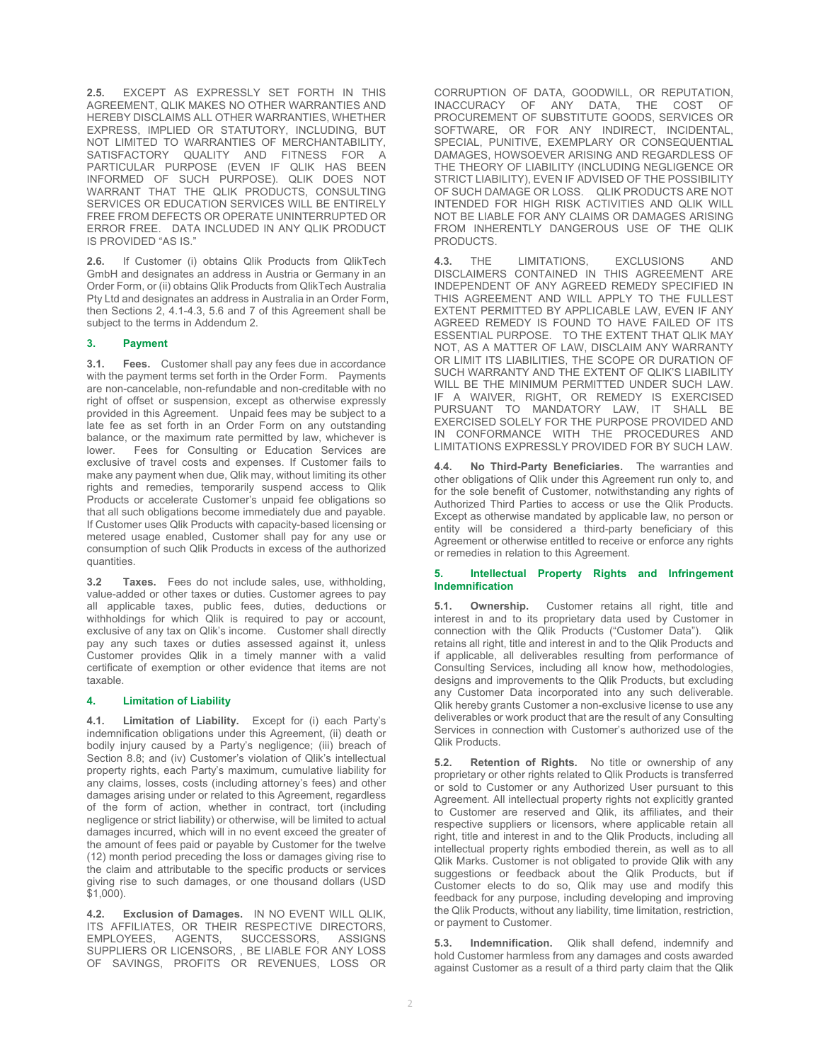**2.5.** EXCEPT AS EXPRESSLY SET FORTH IN THIS AGREEMENT, QLIK MAKES NO OTHER WARRANTIES AND HEREBY DISCLAIMS ALL OTHER WARRANTIES, WHETHER EXPRESS, IMPLIED OR STATUTORY, INCLUDING, BUT NOT LIMITED TO WARRANTIES OF MERCHANTABILITY, SATISFACTORY QUALITY AND FITNESS FOR A PARTICULAR PURPOSE (EVEN IF QLIK HAS BEEN INFORMED OF SUCH PURPOSE). QLIK DOES NOT WARRANT THAT THE QLIK PRODUCTS, CONSULTING SERVICES OR EDUCATION SERVICES WILL BE ENTIRELY FREE FROM DEFECTS OR OPERATE UNINTERRUPTED OR ERROR FREE. DATA INCLUDED IN ANY QLIK PRODUCT IS PROVIDED "AS IS."

**2.6.** If Customer (i) obtains Qlik Products from QlikTech GmbH and designates an address in Austria or Germany in an Order Form, or (ii) obtains Qlik Products from QlikTech Australia Pty Ltd and designates an address in Australia in an Order Form, then Sections 2, 4.1-4.3, 5.6 and 7 of this Agreement shall be subject to the terms in Addendum 2.

## 3. Payment

**3.1. Fees.** Customer shall pay any fees due in accordance with the payment terms set forth in the Order Form. Payments are non-cancelable, non-refundable and non-creditable with no right of offset or suspension, except as otherwise expressly provided in this Agreement. Unpaid fees may be subject to a late fee as set forth in an Order Form on any outstanding balance, or the maximum rate permitted by law, whichever is lower. Fees for Consulting or Education Services are exclusive of travel costs and expenses. If Customer fails to make any payment when due, Qlik may, without limiting its other rights and remedies, temporarily suspend access to Qlik Products or accelerate Customer's unpaid fee obligations so that all such obligations become immediately due and payable. If Customer uses Qlik Products with capacity-based licensing or metered usage enabled, Customer shall pay for any use or consumption of such Qlik Products in excess of the authorized quantities.

**3.2 Taxes.** Fees do not include sales, use, withholding, value-added or other taxes or duties. Customer agrees to pay all applicable taxes, public fees, duties, deductions or withholdings for which Qlik is required to pay or account, exclusive of any tax on Qlik's income. Customer shall directly pay any such taxes or duties assessed against it, unless Customer provides Qlik in a timely manner with a valid certificate of exemption or other evidence that items are not taxable.

## 4. Limitation of Liability

**4.1. Limitation of Liability.** Except for (i) each Party's indemnification obligations under this Agreement, (ii) death or bodily injury caused by a Party's negligence; (iii) breach of Section 8.8; and (iv) Customer's violation of Qlik's intellectual property rights, each Party's maximum, cumulative liability for any claims, losses, costs (including attorney's fees) and other damages arising under or related to this Agreement, regardless of the form of action, whether in contract, tort (including negligence or strict liability) or otherwise, will be limited to actual damages incurred, which will in no event exceed the greater of the amount of fees paid or payable by Customer for the twelve (12) month period preceding the loss or damages giving rise to the claim and attributable to the specific products or services giving rise to such damages, or one thousand dollars (USD $1,000).

**4.2. Exclusion of Damages.** IN NO EVENT WILL QLIK, ITS AFFILIATES, OR THEIR RESPECTIVE DIRECTORS, EMPLOYEES, AGENTS, SUCCESSORS, ASSIGNS SUPPLIERS OR LICENSORS, , BE LIABLE FOR ANY LOSS OF SAVINGS, PROFITS OR REVENUES, LOSS OR CORRUPTION OF DATA, GOODWILL, OR REPUTATION, INACCURACY OF ANY DATA, THE COST OF PROCUREMENT OF SUBSTITUTE GOODS, SERVICES OR SOFTWARE, OR FOR ANY INDIRECT, INCIDENTAL, SPECIAL, PUNITIVE, EXEMPLARY OR CONSEQUENTIAL DAMAGES, HOWSOEVER ARISING AND REGARDLESS OF THE THEORY OF LIABILITY (INCLUDING NEGLIGENCE OR STRICT LIABILITY), EVEN IF ADVISED OF THE POSSIBILITY OF SUCH DAMAGE OR LOSS. QLIK PRODUCTS ARE NOT INTENDED FOR HIGH RISK ACTIVITIES AND QLIK WILL NOT BE LIABLE FOR ANY CLAIMS OR DAMAGES ARISING FROM INHERENTLY DANGEROUS USE OF THE QLIK PRODUCTS.

**4.3.** THE LIMITATIONS, EXCLUSIONS AND DISCLAIMERS CONTAINED IN THIS AGREEMENT ARE INDEPENDENT OF ANY AGREED REMEDY SPECIFIED IN THIS AGREEMENT AND WILL APPLY TO THE FULLEST EXTENT PERMITTED BY APPLICABLE LAW, EVEN IF ANY AGREED REMEDY IS FOUND TO HAVE FAILED OF ITS ESSENTIAL PURPOSE. TO THE EXTENT THAT QLIK MAY NOT, AS A MATTER OF LAW, DISCLAIM ANY WARRANTY OR LIMIT ITS LIABILITIES, THE SCOPE OR DURATION OF SUCH WARRANTY AND THE EXTENT OF QLIK'S LIABILITY WILL BE THE MINIMUM PERMITTED UNDER SUCH LAW. IF A WAIVER, RIGHT, OR REMEDY IS EXERCISED PURSUANT TO MANDATORY LAW, IT SHALL BE EXERCISED SOLELY FOR THE PURPOSE PROVIDED AND IN CONFORMANCE WITH THE PROCEDURES AND LIMITATIONS EXPRESSLY PROVIDED FOR BY SUCH LAW.

**4.4. No Third-Party Beneficiaries.** The warranties and other obligations of Qlik under this Agreement run only to, and for the sole benefit of Customer, notwithstanding any rights of Authorized Third Parties to access or use the Qlik Products. Except as otherwise mandated by applicable law, no person or entity will be considered a third-party beneficiary of this Agreement or otherwise entitled to receive or enforce any rights or remedies in relation to this Agreement.

## 5. Intellectual Property Rights and Infringement Indemnification

**5.1. Ownership.** Customer retains all right, title and interest in and to its proprietary data used by Customer in connection with the Qlik Products ("Customer Data"). Qlik retains all right, title and interest in and to the Qlik Products and if applicable, all deliverables resulting from performance of Consulting Services, including all know how, methodologies, designs and improvements to the Qlik Products, but excluding any Customer Data incorporated into any such deliverable. Qlik hereby grants Customer a non-exclusive license to use any deliverables or work product that are the result of any Consulting Services in connection with Customer's authorized use of the Qlik Products.

**5.2. Retention of Rights.** No title or ownership of any proprietary or other rights related to Qlik Products is transferred or sold to Customer or any Authorized User pursuant to this Agreement. All intellectual property rights not explicitly granted to Customer are reserved and Qlik, its affiliates, and their respective suppliers or licensors, where applicable retain all right, title and interest in and to the Qlik Products, including all intellectual property rights embodied therein, as well as to all Qlik Marks. Customer is not obligated to provide Qlik with any suggestions or feedback about the Qlik Products, but if Customer elects to do so, Qlik may use and modify this feedback for any purpose, including developing and improving the Qlik Products, without any liability, time limitation, restriction, or payment to Customer.

**5.3. Indemnification.** Qlik shall defend, indemnify and hold Customer harmless from any damages and costs awarded against Customer as a result of a third party claim that the Qlik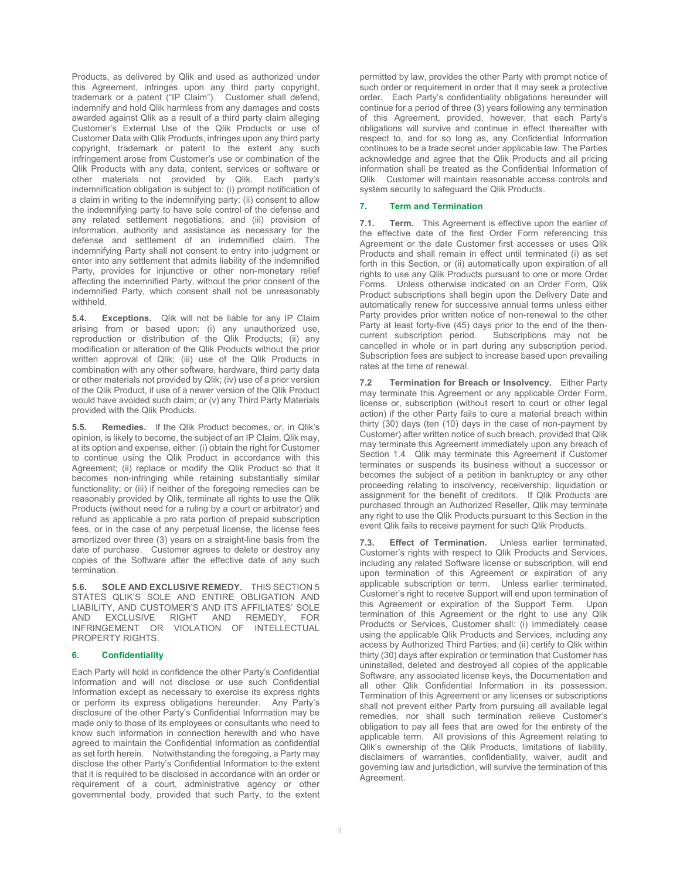Products, as delivered by Qlik and used as authorized under this Agreement, infringes upon any third party copyright, trademark or a patent ("IP Claim"). Customer shall defend, indemnify and hold Qlik harmless from any damages and costs awarded against Qlik as a result of a third party claim alleging Customer's External Use of the Qlik Products or use of Customer Data with Qlik Products, infringes upon any third party copyright, trademark or patent to the extent any such infringement arose from Customer's use or combination of the Qlik Products with any data, content, services or software or other materials not provided by Qlik. Each party's indemnification obligation is subject to: (i) prompt notification of a claim in writing to the indemnifying party; (ii) consent to allow the indemnifying party to have sole control of the defense and any related settlement negotiations; and (iii) provision of information, authority and assistance as necessary for the defense and settlement of an indemnified claim. The indemnifying Party shall not consent to entry into judgment or enter into any settlement that admits liability of the indemnified Party, provides for injunctive or other non-monetary relief affecting the indemnified Party, without the prior consent of the indemnified Party, which consent shall not be unreasonably withheld.

**5.4. Exceptions.** Qlik will not be liable for any IP Claim arising from or based upon: (i) any unauthorized use, reproduction or distribution of the Qlik Products; (ii) any modification or alteration of the Qlik Products without the prior written approval of Qlik; (iii) use of the Qlik Products in combination with any other software, hardware, third party data or other materials not provided by Qlik; (iv) use of a prior version of the Qlik Product, if use of a newer version of the Qlik Product would have avoided such claim; or (v) any Third Party Materials provided with the Qlik Products.

**5.5. Remedies.** If the Qlik Product becomes, or, in Qlik's opinion, is likely to become, the subject of an IP Claim, Qlik may, at its option and expense, either: (i) obtain the right for Customer to continue using the Qlik Product in accordance with this Agreement; (ii) replace or modify the Qlik Product so that it becomes non-infringing while retaining substantially similar functionality; or (iii) if neither of the foregoing remedies can be reasonably provided by Qlik, terminate all rights to use the Qlik Products (without need for a ruling by a court or arbitrator) and refund as applicable a pro rata portion of prepaid subscription fees, or in the case of any perpetual license, the license fees amortized over three (3) years on a straight-line basis from the date of purchase. Customer agrees to delete or destroy any copies of the Software after the effective date of any such termination.

**5.6. SOLE AND EXCLUSIVE REMEDY.** THIS SECTION 5 STATES QLIK'S SOLE AND ENTIRE OBLIGATION AND LIABILITY, AND CUSTOMER'S AND ITS AFFILIATES' SOLE AND EXCLUSIVE RIGHT AND REMEDY, FOR INFRINGEMENT OR VIOLATION OF INTELLECTUAL PROPERTY RIGHTS.

## 6. Confidentiality

Each Party will hold in confidence the other Party's Confidential Information and will not disclose or use such Confidential Information except as necessary to exercise its express rights or perform its express obligations hereunder. Any Party's disclosure of the other Party's Confidential Information may be made only to those of its employees or consultants who need to know such information in connection herewith and who have agreed to maintain the Confidential Information as confidential as set forth herein. Notwithstanding the foregoing, a Party may disclose the other Party's Confidential Information to the extent that it is required to be disclosed in accordance with an order or requirement of a court, administrative agency or other governmental body, provided that such Party, to the extent permitted by law, provides the other Party with prompt notice of such order or requirement in order that it may seek a protective order. Each Party's confidentiality obligations hereunder will continue for a period of three (3) years following any termination of this Agreement, provided, however, that each Party's obligations will survive and continue in effect thereafter with respect to, and for so long as, any Confidential Information continues to be a trade secret under applicable law. The Parties acknowledge and agree that the Qlik Products and all pricing information shall be treated as the Confidential Information of Qlik. Customer will maintain reasonable access controls and system security to safeguard the Qlik Products.

## 7. Term and Termination

**7.1. Term.** This Agreement is effective upon the earlier of the effective date of the first Order Form referencing this Agreement or the date Customer first accesses or uses Qlik Products and shall remain in effect until terminated (i) as set forth in this Section, or (ii) automatically upon expiration of all rights to use any Qlik Products pursuant to one or more Order Forms. Unless otherwise indicated on an Order Form, Qlik Product subscriptions shall begin upon the Delivery Date and automatically renew for successive annual terms unless either Party provides prior written notice of non-renewal to the other Party at least forty-five (45) days prior to the end of the then-current subscription period. Subscriptions may not be cancelled in whole or in part during any subscription period. Subscription fees are subject to increase based upon prevailing rates at the time of renewal.

**7.2 Termination for Breach or Insolvency.** Either Party may terminate this Agreement or any applicable Order Form, license or, subscription (without resort to court or other legal action) if the other Party fails to cure a material breach within thirty (30) days (ten (10) days in the case of non-payment by Customer) after written notice of such breach, provided that Qlik may terminate this Agreement immediately upon any breach of Section 1.4 Qlik may terminate this Agreement if Customer terminates or suspends its business without a successor or becomes the subject of a petition in bankruptcy or any other proceeding relating to insolvency, receivership, liquidation or assignment for the benefit of creditors. If Qlik Products are purchased through an Authorized Reseller, Qlik may terminate any right to use the Qlik Products pursuant to this Section in the event Qlik fails to receive payment for such Qlik Products.

**7.3. Effect of Termination.** Unless earlier terminated, Customer's rights with respect to Qlik Products and Services, including any related Software license or subscription, will end upon termination of this Agreement or expiration of any applicable subscription or term. Unless earlier terminated, Customer's right to receive Support will end upon termination of this Agreement or expiration of the Support Term. Upon termination of this Agreement or the right to use any Qlik Products or Services, Customer shall: (i) immediately cease using the applicable Qlik Products and Services, including any access by Authorized Third Parties; and (ii) certify to Qlik within thirty (30) days after expiration or termination that Customer has uninstalled, deleted and destroyed all copies of the applicable Software, any associated license keys, the Documentation and all other Qlik Confidential Information in its possession. Termination of this Agreement or any licenses or subscriptions shall not prevent either Party from pursuing all available legal remedies, nor shall such termination relieve Customer's obligation to pay all fees that are owed for the entirety of the applicable term. All provisions of this Agreement relating to Qlik's ownership of the Qlik Products, limitations of liability, disclaimers of warranties, confidentiality, waiver, audit and governing law and jurisdiction, will survive the termination of this Agreement.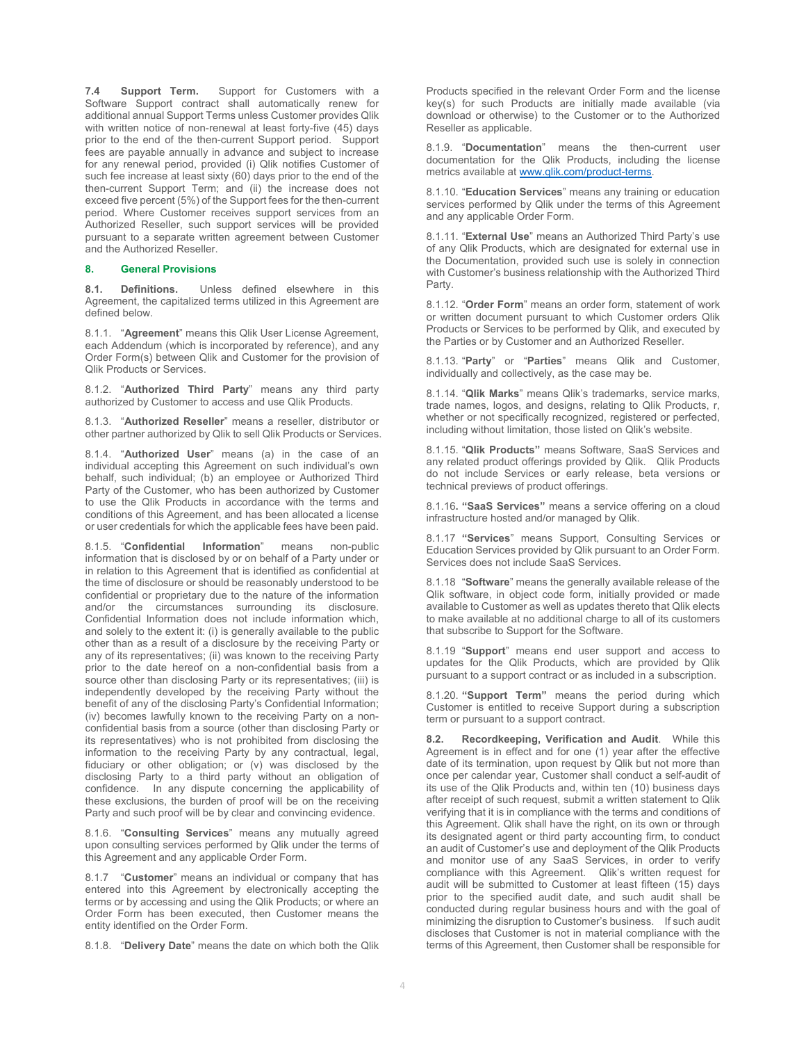**7.4 Support Term.** Support for Customers with a Software Support contract shall automatically renew for additional annual Support Terms unless Customer provides Qlik with written notice of non-renewal at least forty-five (45) days prior to the end of the then-current Support period. Support fees are payable annually in advance and subject to increase for any renewal period, provided (i) Qlik notifies Customer of such fee increase at least sixty (60) days prior to the end of the then-current Support Term; and (ii) the increase does not exceed five percent (5%) of the Support fees for the then-current period. Where Customer receives support services from an Authorized Reseller, such support services will be provided pursuant to a separate written agreement between Customer and the Authorized Reseller.

## 8. General Provisions

**8.1. Definitions.** Unless defined elsewhere in this Agreement, the capitalized terms utilized in this Agreement are defined below.

8.1.1. "**Agreement**" means this Qlik User License Agreement, each Addendum (which is incorporated by reference), and any Order Form(s) between Qlik and Customer for the provision of Qlik Products or Services.

8.1.2. "**Authorized Third Party**" means any third party authorized by Customer to access and use Qlik Products.

8.1.3. "**Authorized Reseller**" means a reseller, distributor or other partner authorized by Qlik to sell Qlik Products or Services.

8.1.4. "**Authorized User**" means (a) in the case of an individual accepting this Agreement on such individual's own behalf, such individual; (b) an employee or Authorized Third Party of the Customer, who has been authorized by Customer to use the Qlik Products in accordance with the terms and conditions of this Agreement, and has been allocated a license or user credentials for which the applicable fees have been paid.

8.1.5. "**Confidential Information**" means non-public information that is disclosed by or on behalf of a Party under or in relation to this Agreement that is identified as confidential at the time of disclosure or should be reasonably understood to be confidential or proprietary due to the nature of the information and/or the circumstances surrounding its disclosure. Confidential Information does not include information which, and solely to the extent it: (i) is generally available to the public other than as a result of a disclosure by the receiving Party or any of its representatives; (ii) was known to the receiving Party prior to the date hereof on a non-confidential basis from a source other than disclosing Party or its representatives; (iii) is independently developed by the receiving Party without the benefit of any of the disclosing Party's Confidential Information; (iv) becomes lawfully known to the receiving Party on a non-confidential basis from a source (other than disclosing Party or its representatives) who is not prohibited from disclosing the information to the receiving Party by any contractual, legal, fiduciary or other obligation; or (v) was disclosed by the disclosing Party to a third party without an obligation of confidence. In any dispute concerning the applicability of these exclusions, the burden of proof will be on the receiving Party and such proof will be by clear and convincing evidence.

8.1.6. "**Consulting Services**" means any mutually agreed upon consulting services performed by Qlik under the terms of this Agreement and any applicable Order Form.

8.1.7 "**Customer**" means an individual or company that has entered into this Agreement by electronically accepting the terms or by accessing and using the Qlik Products; or where an Order Form has been executed, then Customer means the entity identified on the Order Form.

8.1.8. "**Delivery Date**" means the date on which both the Qlik Products specified in the relevant Order Form and the license key(s) for such Products are initially made available (via download or otherwise) to the Customer or to the Authorized Reseller as applicable.

8.1.9. "**Documentation**" means the then-current user documentation for the Qlik Products, including the license metrics available at www.qlik.com/product-terms.

8.1.10. "**Education Services**" means any training or education services performed by Qlik under the terms of this Agreement and any applicable Order Form.

8.1.11. "**External Use**" means an Authorized Third Party's use of any Qlik Products, which are designated for external use in the Documentation, provided such use is solely in connection with Customer's business relationship with the Authorized Third Party.

8.1.12. "**Order Form**" means an order form, statement of work or written document pursuant to which Customer orders Qlik Products or Services to be performed by Qlik, and executed by the Parties or by Customer and an Authorized Reseller.

8.1.13. "**Party**" or "**Parties**" means Qlik and Customer, individually and collectively, as the case may be.

8.1.14. "**Qlik Marks**" means Qlik's trademarks, service marks, trade names, logos, and designs, relating to Qlik Products, r, whether or not specifically recognized, registered or perfected, including without limitation, those listed on Qlik's website.

8.1.15. "**Qlik Products"** means Software, SaaS Services and any related product offerings provided by Qlik. Qlik Products do not include Services or early release, beta versions or technical previews of product offerings.

8.1.16**. "SaaS Services"** means a service offering on a cloud infrastructure hosted and/or managed by Qlik.

8.1.17 **"Services**" means Support, Consulting Services or Education Services provided by Qlik pursuant to an Order Form. Services does not include SaaS Services.

8.1.18 "**Software**" means the generally available release of the Qlik software, in object code form, initially provided or made available to Customer as well as updates thereto that Qlik elects to make available at no additional charge to all of its customers that subscribe to Support for the Software.

8.1.19 "**Support**" means end user support and access to updates for the Qlik Products, which are provided by Qlik pursuant to a support contract or as included in a subscription.

8.1.20. **"Support Term"** means the period during which Customer is entitled to receive Support during a subscription term or pursuant to a support contract.

**8.2. Recordkeeping, Verification and Audit**. While this Agreement is in effect and for one (1) year after the effective date of its termination, upon request by Qlik but not more than once per calendar year, Customer shall conduct a self-audit of its use of the Qlik Products and, within ten (10) business days after receipt of such request, submit a written statement to Qlik verifying that it is in compliance with the terms and conditions of this Agreement. Qlik shall have the right, on its own or through its designated agent or third party accounting firm, to conduct an audit of Customer's use and deployment of the Qlik Products and monitor use of any SaaS Services, in order to verify compliance with this Agreement. Qlik's written request for audit will be submitted to Customer at least fifteen (15) days prior to the specified audit date, and such audit shall be conducted during regular business hours and with the goal of minimizing the disruption to Customer's business. If such audit discloses that Customer is not in material compliance with the terms of this Agreement, then Customer shall be responsible for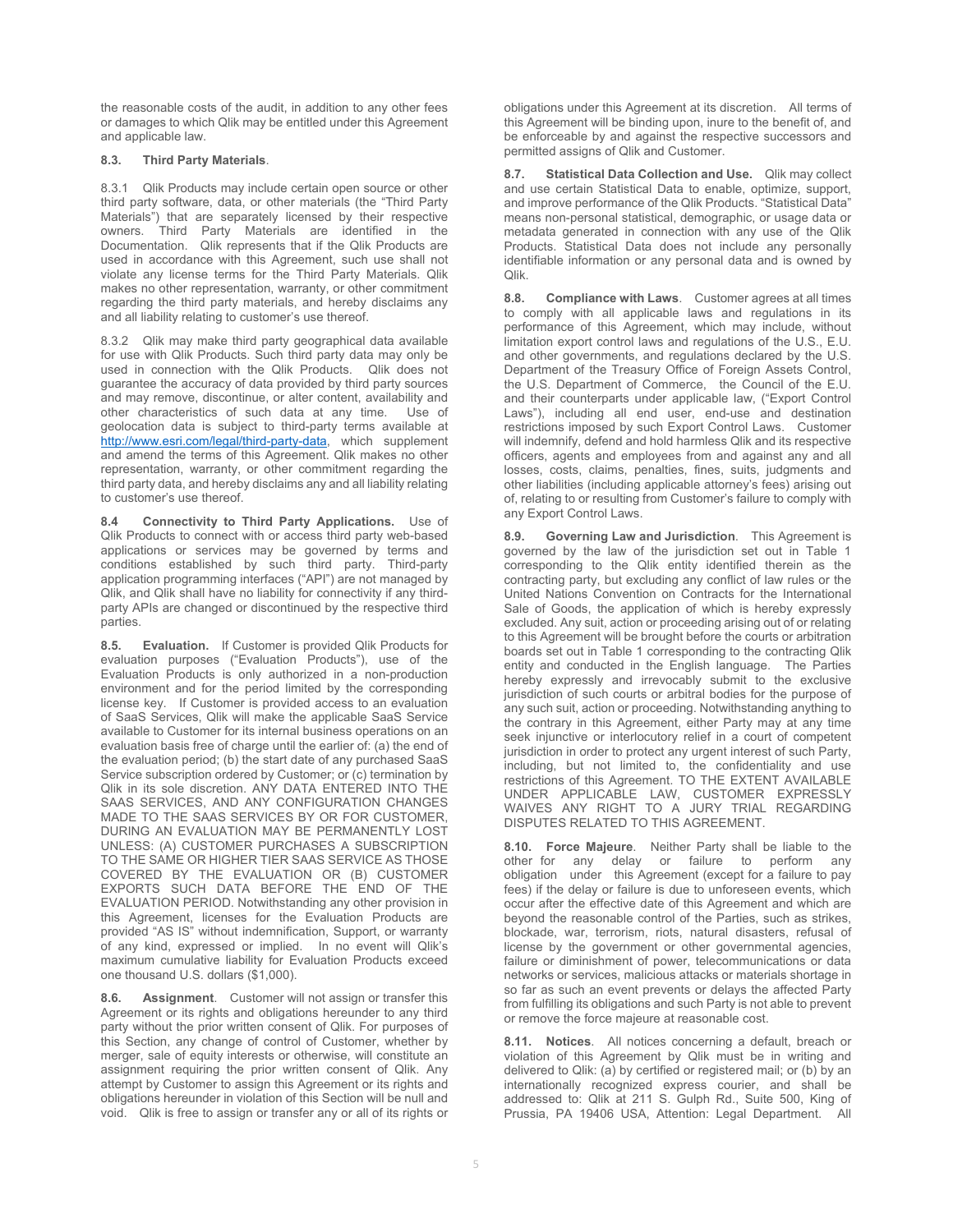the reasonable costs of the audit, in addition to any other fees or damages to which Qlik may be entitled under this Agreement and applicable law.

**8.3. Third Party Materials**.

8.3.1 Qlik Products may include certain open source or other third party software, data, or other materials (the "Third Party Materials") that are separately licensed by their respective owners. Third Party Materials are identified in the Documentation. Qlik represents that if the Qlik Products are used in accordance with this Agreement, such use shall not violate any license terms for the Third Party Materials. Qlik makes no other representation, warranty, or other commitment regarding the third party materials, and hereby disclaims any and all liability relating to customer's use thereof.

8.3.2 Qlik may make third party geographical data available for use with Qlik Products. Such third party data may only be used in connection with the Qlik Products. Qlik does not guarantee the accuracy of data provided by third party sources and may remove, discontinue, or alter content, availability and other characteristics of such data at any time. Use of geolocation data is subject to third-party terms available at http://www.esri.com/legal/third-party-data, which supplement and amend the terms of this Agreement. Qlik makes no other representation, warranty, or other commitment regarding the third party data, and hereby disclaims any and all liability relating to customer's use thereof.

**8.4 Connectivity to Third Party Applications.** Use of Qlik Products to connect with or access third party web-based applications or services may be governed by terms and conditions established by such third party. Third-party application programming interfaces ("API") are not managed by Qlik, and Qlik shall have no liability for connectivity if any third-party APIs are changed or discontinued by the respective third parties.

**8.5. Evaluation.** If Customer is provided Qlik Products for evaluation purposes ("Evaluation Products"), use of the Evaluation Products is only authorized in a non-production environment and for the period limited by the corresponding license key. If Customer is provided access to an evaluation of SaaS Services, Qlik will make the applicable SaaS Service available to Customer for its internal business operations on an evaluation basis free of charge until the earlier of: (a) the end of the evaluation period; (b) the start date of any purchased SaaS Service subscription ordered by Customer; or (c) termination by Qlik in its sole discretion. ANY DATA ENTERED INTO THE SAAS SERVICES, AND ANY CONFIGURATION CHANGES MADE TO THE SAAS SERVICES BY OR FOR CUSTOMER, DURING AN EVALUATION MAY BE PERMANENTLY LOST UNLESS: (A) CUSTOMER PURCHASES A SUBSCRIPTION TO THE SAME OR HIGHER TIER SAAS SERVICE AS THOSE COVERED BY THE EVALUATION OR (B) CUSTOMER EXPORTS SUCH DATA BEFORE THE END OF THE EVALUATION PERIOD. Notwithstanding any other provision in this Agreement, licenses for the Evaluation Products are provided "AS IS" without indemnification, Support, or warranty of any kind, expressed or implied. In no event will Qlik's maximum cumulative liability for Evaluation Products exceed one thousand U.S. dollars ($1,000).

**8.6. Assignment**. Customer will not assign or transfer this Agreement or its rights and obligations hereunder to any third party without the prior written consent of Qlik. For purposes of this Section, any change of control of Customer, whether by merger, sale of equity interests or otherwise, will constitute an assignment requiring the prior written consent of Qlik. Any attempt by Customer to assign this Agreement or its rights and obligations hereunder in violation of this Section will be null and void. Qlik is free to assign or transfer any or all of its rights or obligations under this Agreement at its discretion. All terms of this Agreement will be binding upon, inure to the benefit of, and be enforceable by and against the respective successors and permitted assigns of Qlik and Customer.

**8.7. Statistical Data Collection and Use.** Qlik may collect and use certain Statistical Data to enable, optimize, support, and improve performance of the Qlik Products. "Statistical Data" means non-personal statistical, demographic, or usage data or metadata generated in connection with any use of the Qlik Products. Statistical Data does not include any personally identifiable information or any personal data and is owned by Qlik.

**8.8. Compliance with Laws**. Customer agrees at all times to comply with all applicable laws and regulations in its performance of this Agreement, which may include, without limitation export control laws and regulations of the U.S., E.U. and other governments, and regulations declared by the U.S. Department of the Treasury Office of Foreign Assets Control, the U.S. Department of Commerce, the Council of the E.U. and their counterparts under applicable law, ("Export Control Laws"), including all end user, end-use and destination restrictions imposed by such Export Control Laws. Customer will indemnify, defend and hold harmless Qlik and its respective officers, agents and employees from and against any and all losses, costs, claims, penalties, fines, suits, judgments and other liabilities (including applicable attorney's fees) arising out of, relating to or resulting from Customer's failure to comply with any Export Control Laws.

**8.9. Governing Law and Jurisdiction**. This Agreement is governed by the law of the jurisdiction set out in Table 1 corresponding to the Qlik entity identified therein as the contracting party, but excluding any conflict of law rules or the United Nations Convention on Contracts for the International Sale of Goods, the application of which is hereby expressly excluded. Any suit, action or proceeding arising out of or relating to this Agreement will be brought before the courts or arbitration boards set out in Table 1 corresponding to the contracting Qlik entity and conducted in the English language. The Parties hereby expressly and irrevocably submit to the exclusive jurisdiction of such courts or arbitral bodies for the purpose of any such suit, action or proceeding. Notwithstanding anything to the contrary in this Agreement, either Party may at any time seek injunctive or interlocutory relief in a court of competent jurisdiction in order to protect any urgent interest of such Party, including, but not limited to, the confidentiality and use restrictions of this Agreement. TO THE EXTENT AVAILABLE UNDER APPLICABLE LAW, CUSTOMER EXPRESSLY WAIVES ANY RIGHT TO A JURY TRIAL REGARDING DISPUTES RELATED TO THIS AGREEMENT.

**8.10. Force Majeure**. Neither Party shall be liable to the other for any delay or failure to perform any obligation under this Agreement (except for a failure to pay fees) if the delay or failure is due to unforeseen events, which occur after the effective date of this Agreement and which are beyond the reasonable control of the Parties, such as strikes, blockade, war, terrorism, riots, natural disasters, refusal of license by the government or other governmental agencies, failure or diminishment of power, telecommunications or data networks or services, malicious attacks or materials shortage in so far as such an event prevents or delays the affected Party from fulfilling its obligations and such Party is not able to prevent or remove the force majeure at reasonable cost.

**8.11. Notices**. All notices concerning a default, breach or violation of this Agreement by Qlik must be in writing and delivered to Qlik: (a) by certified or registered mail; or (b) by an internationally recognized express courier, and shall be addressed to: Qlik at 211 S. Gulph Rd., Suite 500, King of Prussia, PA 19406 USA, Attention: Legal Department. All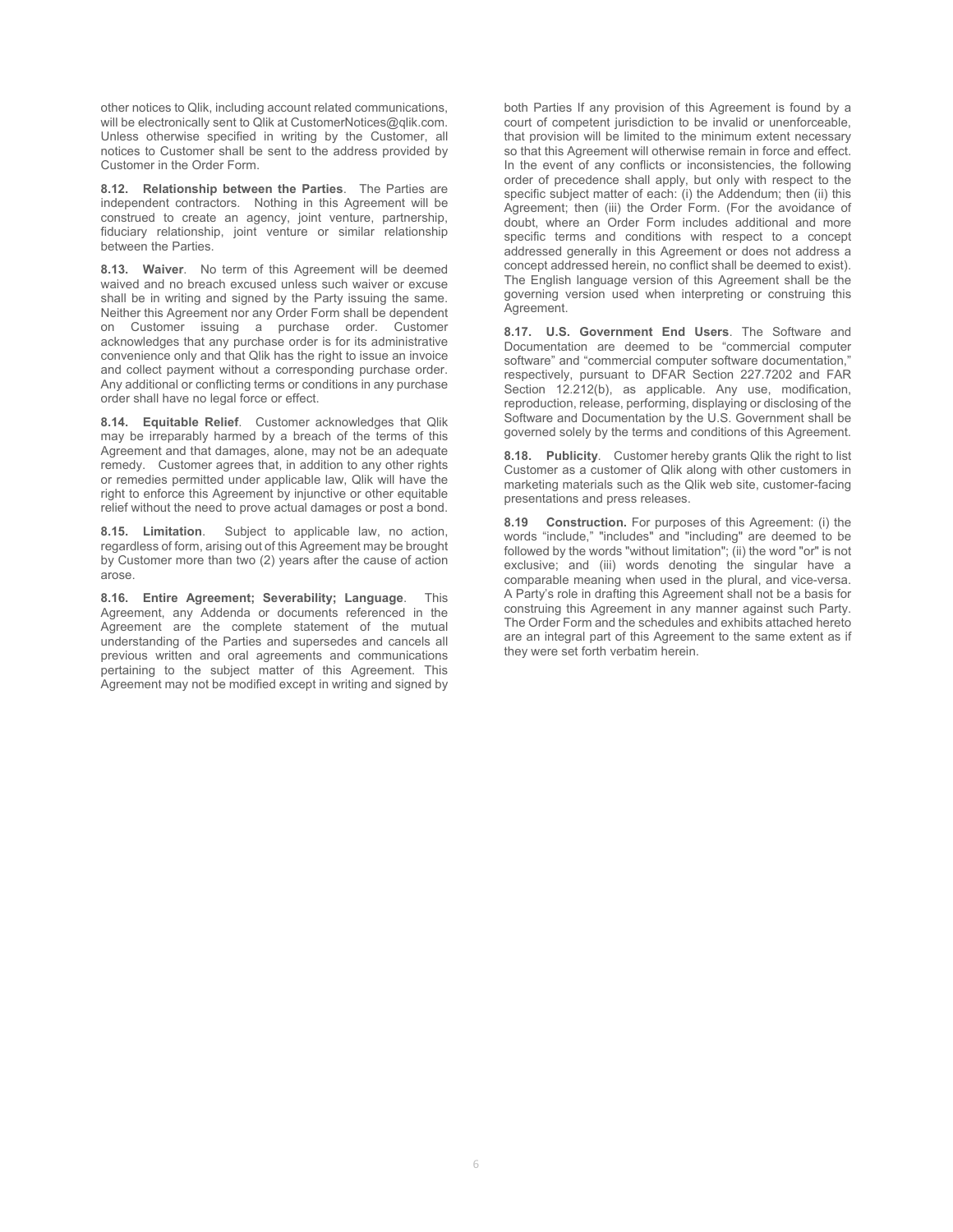other notices to Qlik, including account related communications, will be electronically sent to Qlik at CustomerNotices@qlik.com. Unless otherwise specified in writing by the Customer, all notices to Customer shall be sent to the address provided by Customer in the Order Form.

**8.12. Relationship between the Parties**. The Parties are independent contractors. Nothing in this Agreement will be construed to create an agency, joint venture, partnership, fiduciary relationship, joint venture or similar relationship between the Parties.

**8.13. Waiver**. No term of this Agreement will be deemed waived and no breach excused unless such waiver or excuse shall be in writing and signed by the Party issuing the same. Neither this Agreement nor any Order Form shall be dependent on Customer issuing a purchase order. Customer acknowledges that any purchase order is for its administrative convenience only and that Qlik has the right to issue an invoice and collect payment without a corresponding purchase order. Any additional or conflicting terms or conditions in any purchase order shall have no legal force or effect.

**8.14. Equitable Relief**. Customer acknowledges that Qlik may be irreparably harmed by a breach of the terms of this Agreement and that damages, alone, may not be an adequate remedy. Customer agrees that, in addition to any other rights or remedies permitted under applicable law, Qlik will have the right to enforce this Agreement by injunctive or other equitable relief without the need to prove actual damages or post a bond.

**8.15. Limitation**. Subject to applicable law, no action, regardless of form, arising out of this Agreement may be brought by Customer more than two (2) years after the cause of action arose.

**8.16. Entire Agreement; Severability; Language**. This Agreement, any Addenda or documents referenced in the Agreement are the complete statement of the mutual understanding of the Parties and supersedes and cancels all previous written and oral agreements and communications pertaining to the subject matter of this Agreement. This Agreement may not be modified except in writing and signed by both Parties If any provision of this Agreement is found by a court of competent jurisdiction to be invalid or unenforceable, that provision will be limited to the minimum extent necessary so that this Agreement will otherwise remain in force and effect. In the event of any conflicts or inconsistencies, the following order of precedence shall apply, but only with respect to the specific subject matter of each: (i) the Addendum; then (ii) this Agreement; then (iii) the Order Form. (For the avoidance of doubt, where an Order Form includes additional and more specific terms and conditions with respect to a concept addressed generally in this Agreement or does not address a concept addressed herein, no conflict shall be deemed to exist). The English language version of this Agreement shall be the governing version used when interpreting or construing this Agreement.

**8.17. U.S. Government End Users**. The Software and Documentation are deemed to be "commercial computer software" and "commercial computer software documentation," respectively, pursuant to DFAR Section 227.7202 and FAR Section 12.212(b), as applicable. Any use, modification, reproduction, release, performing, displaying or disclosing of the Software and Documentation by the U.S. Government shall be governed solely by the terms and conditions of this Agreement.

**8.18. Publicity**. Customer hereby grants Qlik the right to list Customer as a customer of Qlik along with other customers in marketing materials such as the Qlik web site, customer-facing presentations and press releases.

**8.19 Construction.** For purposes of this Agreement: (i) the words "include," "includes" and "including" are deemed to be followed by the words "without limitation"; (ii) the word "or" is not exclusive; and (iii) words denoting the singular have a comparable meaning when used in the plural, and vice-versa. A Party's role in drafting this Agreement shall not be a basis for construing this Agreement in any manner against such Party. The Order Form and the schedules and exhibits attached hereto are an integral part of this Agreement to the same extent as if they were set forth verbatim herein.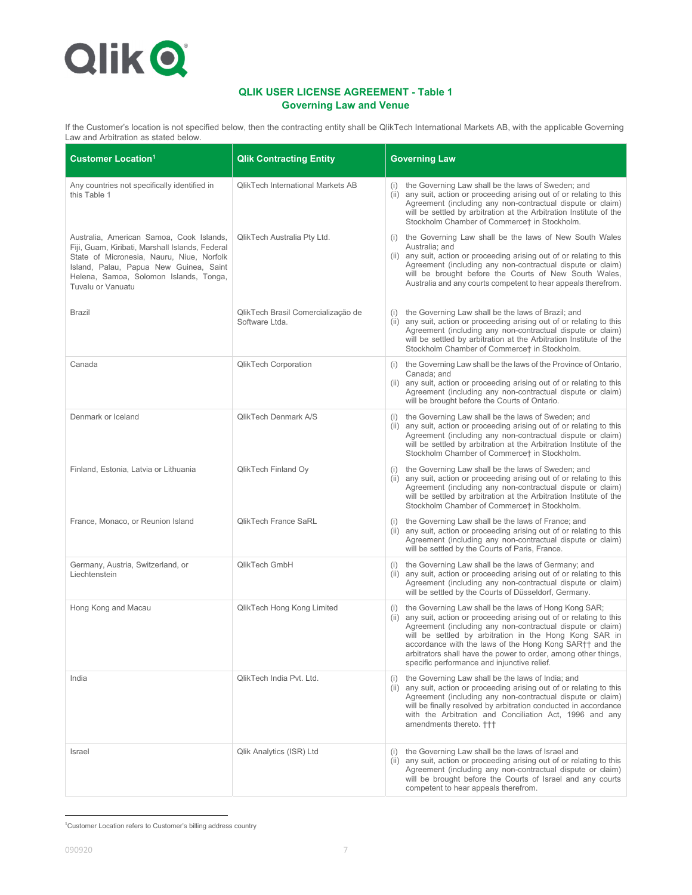## QLIK USER LICENSE AGREEMENT - Table 1
## Governing Law and Venue

If the Customer's location is not specified below, then the contracting entity shall be QlikTech International Markets AB, with the applicable Governing Law and Arbitration as stated below.

| Customer Location[1] | Qlik Contracting Entity | Governing Law |
|---|---|---|
| Any countries not specifically identified in this Table 1 | QlikTech International Markets AB | (i) the Governing Law shall be the laws of Sweden; and (ii) any suit, action or proceeding arising out of or relating to this Agreement (including any non-contractual dispute or claim) will be settled by arbitration at the Arbitration Institute of the Stockholm Chamber of Commerce† in Stockholm. |
| Australia, American Samoa, Cook Islands, Fiji, Guam, Kiribati, Marshall Islands, Federal State of Micronesia, Nauru, Niue, Norfolk Island, Palau, Papua New Guinea, Saint Helena, Samoa, Solomon Islands, Tonga, Tuvalu or Vanuatu | QlikTech Australia Pty Ltd. | (i) the Governing Law shall be the laws of New South Wales Australia; and (ii) any suit, action or proceeding arising out of or relating to this Agreement (including any non-contractual dispute or claim) will be brought before the Courts of New South Wales, Australia and any courts competent to hear appeals therefrom. |
| Brazil | QlikTech Brasil Comercialização de Software Ltda. | (i) the Governing Law shall be the laws of Brazil; and (ii) any suit, action or proceeding arising out of or relating to this Agreement (including any non-contractual dispute or claim) will be settled by arbitration at the Arbitration Institute of the Stockholm Chamber of Commerce† in Stockholm. |
| Canada | QlikTech Corporation | (i) the Governing Law shall be the laws of the Province of Ontario, Canada; and (ii) any suit, action or proceeding arising out of or relating to this Agreement (including any non-contractual dispute or claim) will be brought before the Courts of Ontario. |
| Denmark or Iceland | QlikTech Denmark A/S | (i) the Governing Law shall be the laws of Sweden; and (ii) any suit, action or proceeding arising out of or relating to this Agreement (including any non-contractual dispute or claim) will be settled by arbitration at the Arbitration Institute of the Stockholm Chamber of Commerce† in Stockholm. |
| Finland, Estonia, Latvia or Lithuania | QlikTech Finland Oy | (i) the Governing Law shall be the laws of Sweden; and (ii) any suit, action or proceeding arising out of or relating to this Agreement (including any non-contractual dispute or claim) will be settled by arbitration at the Arbitration Institute of the Stockholm Chamber of Commerce† in Stockholm. |
| France, Monaco, or Reunion Island | QlikTech France SaRL | (i) the Governing Law shall be the laws of France; and (ii) any suit, action or proceeding arising out of or relating to this Agreement (including any non-contractual dispute or claim) will be settled by the Courts of Paris, France. |
| Germany, Austria, Switzerland, or Liechtenstein | QlikTech GmbH | (i) the Governing Law shall be the laws of Germany; and (ii) any suit, action or proceeding arising out of or relating to this Agreement (including any non-contractual dispute or claim) will be settled by the Courts of Düsseldorf, Germany. |
| Hong Kong and Macau | QlikTech Hong Kong Limited | (i) the Governing Law shall be the laws of Hong Kong SAR; (ii) any suit, action or proceeding arising out of or relating to this Agreement (including any non-contractual dispute or claim) will be settled by arbitration in the Hong Kong SAR in accordance with the laws of the Hong Kong SAR†† and the arbitrators shall have the power to order, among other things, specific performance and injunctive relief. |
| India | QlikTech India Pvt. Ltd. | (i) the Governing Law shall be the laws of India; and (ii) any suit, action or proceeding arising out of or relating to this Agreement (including any non-contractual dispute or claim) will be finally resolved by arbitration conducted in accordance with the Arbitration and Conciliation Act, 1996 and any amendments thereto. ††† |
| Israel | Qlik Analytics (ISR) Ltd | (i) the Governing Law shall be the laws of Israel and (ii) any suit, action or proceeding arising out of or relating to this Agreement (including any non-contractual dispute or claim) will be brought before the Courts of Israel and any courts competent to hear appeals therefrom. |

[1]Customer Location refers to Customer's billing address country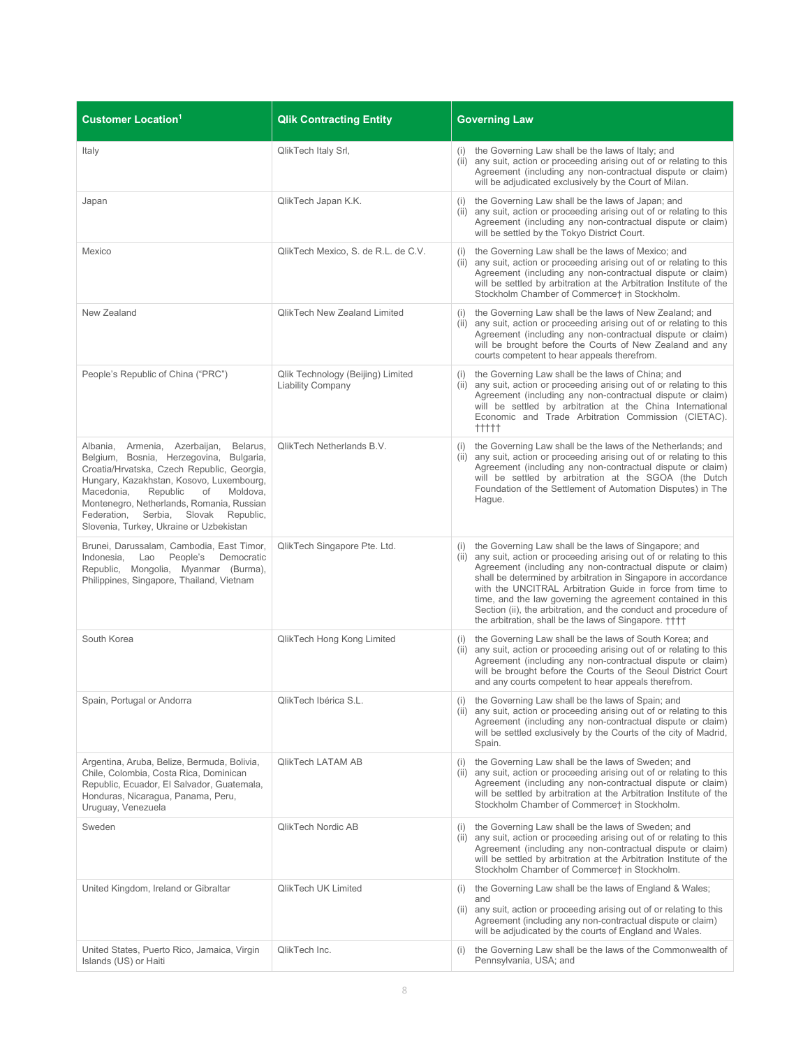| Customer Location[1] | Qlik Contracting Entity | Governing Law |
|---|---|---|
| Italy | QlikTech Italy Srl, | (i) the Governing Law shall be the laws of Italy; and (ii) any suit, action or proceeding arising out of or relating to this Agreement (including any non-contractual dispute or claim) will be adjudicated exclusively by the Court of Milan. |
| Japan | QlikTech Japan K.K. | (i) the Governing Law shall be the laws of Japan; and (ii) any suit, action or proceeding arising out of or relating to this Agreement (including any non-contractual dispute or claim) will be settled by the Tokyo District Court. |
| Mexico | QlikTech Mexico, S. de R.L. de C.V. | (i) the Governing Law shall be the laws of Mexico; and (ii) any suit, action or proceeding arising out of or relating to this Agreement (including any non-contractual dispute or claim) will be settled by arbitration at the Arbitration Institute of the Stockholm Chamber of Commerce† in Stockholm. |
| New Zealand | QlikTech New Zealand Limited | (i) the Governing Law shall be the laws of New Zealand; and (ii) any suit, action or proceeding arising out of or relating to this Agreement (including any non-contractual dispute or claim) will be brought before the Courts of New Zealand and any courts competent to hear appeals therefrom. |
| People's Republic of China ("PRC") | Qlik Technology (Beijing) Limited Liability Company | (i) the Governing Law shall be the laws of China; and (ii) any suit, action or proceeding arising out of or relating to this Agreement (including any non-contractual dispute or claim) will be settled by arbitration at the China International Economic and Trade Arbitration Commission (CIETAC). ††††† |
| Albania, Armenia, Azerbaijan, Belarus, Belgium, Bosnia, Herzegovina, Bulgaria, Croatia/Hrvatska, Czech Republic, Georgia, Hungary, Kazakhstan, Kosovo, Luxembourg, Macedonia, Republic of Moldova, Montenegro, Netherlands, Romania, Russian Federation, Serbia, Slovak Republic, Slovenia, Turkey, Ukraine or Uzbekistan | QlikTech Netherlands B.V. | (i) the Governing Law shall be the laws of the Netherlands; and (ii) any suit, action or proceeding arising out of or relating to this Agreement (including any non-contractual dispute or claim) will be settled by arbitration at the SGOA (the Dutch Foundation of the Settlement of Automation Disputes) in The Hague. |
| Brunei, Darussalam, Cambodia, East Timor, Indonesia, Lao People's Democratic Republic, Mongolia, Myanmar (Burma), Philippines, Singapore, Thailand, Vietnam | QlikTech Singapore Pte. Ltd. | (i) the Governing Law shall be the laws of Singapore; and (ii) any suit, action or proceeding arising out of or relating to this Agreement (including any non-contractual dispute or claim) shall be determined by arbitration in Singapore in accordance with the UNCITRAL Arbitration Guide in force from time to time, and the law governing the agreement contained in this Section (ii), the arbitration, and the conduct and procedure of the arbitration, shall be the laws of Singapore. †††† |
| South Korea | QlikTech Hong Kong Limited | (i) the Governing Law shall be the laws of South Korea; and (ii) any suit, action or proceeding arising out of or relating to this Agreement (including any non-contractual dispute or claim) will be brought before the Courts of the Seoul District Court and any courts competent to hear appeals therefrom. |
| Spain, Portugal or Andorra | QlikTech Ibérica S.L. | (i) the Governing Law shall be the laws of Spain; and (ii) any suit, action or proceeding arising out of or relating to this Agreement (including any non-contractual dispute or claim) will be settled exclusively by the Courts of the city of Madrid, Spain. |
| Argentina, Aruba, Belize, Bermuda, Bolivia, Chile, Colombia, Costa Rica, Dominican Republic, Ecuador, El Salvador, Guatemala, Honduras, Nicaragua, Panama, Peru, Uruguay, Venezuela | QlikTech LATAM AB | (i) the Governing Law shall be the laws of Sweden; and (ii) any suit, action or proceeding arising out of or relating to this Agreement (including any non-contractual dispute or claim) will be settled by arbitration at the Arbitration Institute of the Stockholm Chamber of Commerce† in Stockholm. |
| Sweden | QlikTech Nordic AB | (i) the Governing Law shall be the laws of Sweden; and (ii) any suit, action or proceeding arising out of or relating to this Agreement (including any non-contractual dispute or claim) will be settled by arbitration at the Arbitration Institute of the Stockholm Chamber of Commerce† in Stockholm. |
| United Kingdom, Ireland or Gibraltar | QlikTech UK Limited | (i) the Governing Law shall be the laws of England & Wales; and (ii) any suit, action or proceeding arising out of or relating to this Agreement (including any non-contractual dispute or claim) will be adjudicated by the courts of England and Wales. |
| United States, Puerto Rico, Jamaica, Virgin Islands (US) or Haiti | QlikTech Inc. | (i) the Governing Law shall be the laws of the Commonwealth of Pennsylvania, USA; and |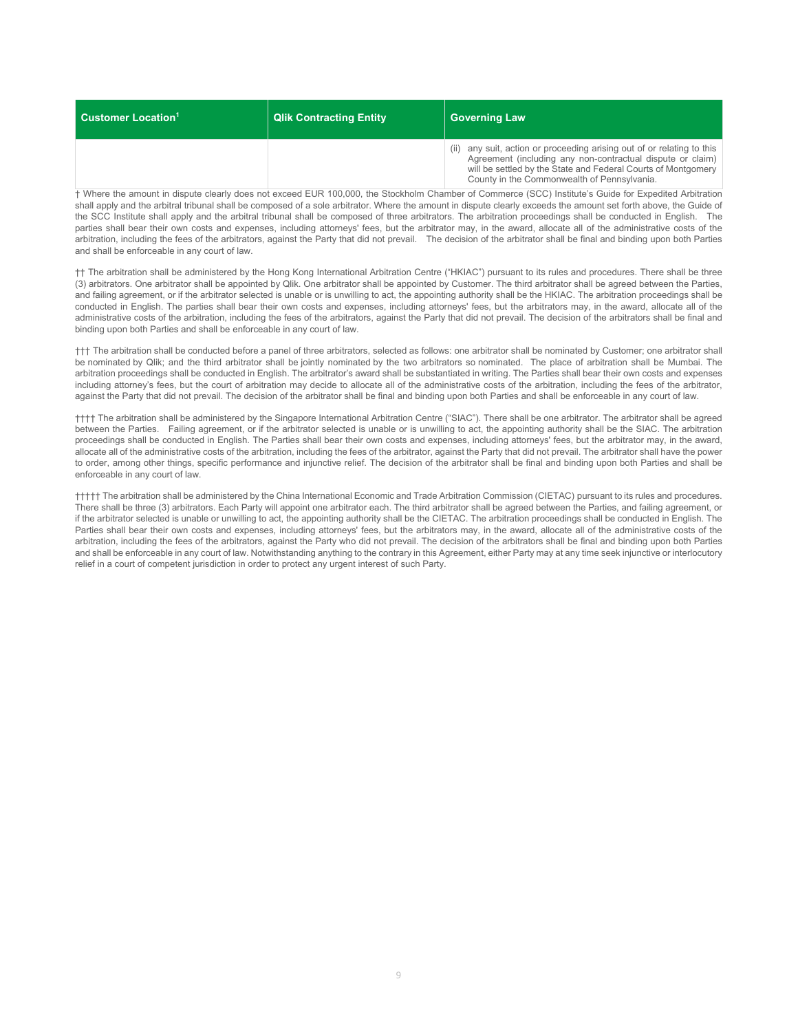| Customer Location[1] | Qlik Contracting Entity | Governing Law |
|---|---|---|
| | | (ii) any suit, action or proceeding arising out of or relating to this Agreement (including any non-contractual dispute or claim) will be settled by the State and Federal Courts of Montgomery County in the Commonwealth of Pennsylvania. |

† Where the amount in dispute clearly does not exceed EUR 100,000, the Stockholm Chamber of Commerce (SCC) Institute's Guide for Expedited Arbitration shall apply and the arbitral tribunal shall be composed of a sole arbitrator. Where the amount in dispute clearly exceeds the amount set forth above, the Guide of the SCC Institute shall apply and the arbitral tribunal shall be composed of three arbitrators. The arbitration proceedings shall be conducted in English. The parties shall bear their own costs and expenses, including attorneys' fees, but the arbitrator may, in the award, allocate all of the administrative costs of the arbitration, including the fees of the arbitrators, against the Party that did not prevail. The decision of the arbitrator shall be final and binding upon both Parties and shall be enforceable in any court of law.

†† The arbitration shall be administered by the Hong Kong International Arbitration Centre ("HKIAC") pursuant to its rules and procedures. There shall be three (3) arbitrators. One arbitrator shall be appointed by Qlik. One arbitrator shall be appointed by Customer. The third arbitrator shall be agreed between the Parties, and failing agreement, or if the arbitrator selected is unable or is unwilling to act, the appointing authority shall be the HKIAC. The arbitration proceedings shall be conducted in English. The parties shall bear their own costs and expenses, including attorneys' fees, but the arbitrators may, in the award, allocate all of the administrative costs of the arbitration, including the fees of the arbitrators, against the Party that did not prevail. The decision of the arbitrators shall be final and binding upon both Parties and shall be enforceable in any court of law.

††† The arbitration shall be conducted before a panel of three arbitrators, selected as follows: one arbitrator shall be nominated by Customer; one arbitrator shall be nominated by Qlik; and the third arbitrator shall be jointly nominated by the two arbitrators so nominated. The place of arbitration shall be Mumbai. The arbitration proceedings shall be conducted in English. The arbitrator's award shall be substantiated in writing. The Parties shall bear their own costs and expenses including attorney's fees, but the court of arbitration may decide to allocate all of the administrative costs of the arbitration, including the fees of the arbitrator, against the Party that did not prevail. The decision of the arbitrator shall be final and binding upon both Parties and shall be enforceable in any court of law.

†††† The arbitration shall be administered by the Singapore International Arbitration Centre ("SIAC"). There shall be one arbitrator. The arbitrator shall be agreed between the Parties. Failing agreement, or if the arbitrator selected is unable or is unwilling to act, the appointing authority shall be the SIAC. The arbitration proceedings shall be conducted in English. The Parties shall bear their own costs and expenses, including attorneys' fees, but the arbitrator may, in the award, allocate all of the administrative costs of the arbitration, including the fees of the arbitrator, against the Party that did not prevail. The arbitrator shall have the power to order, among other things, specific performance and injunctive relief. The decision of the arbitrator shall be final and binding upon both Parties and shall be enforceable in any court of law.

††††† The arbitration shall be administered by the China International Economic and Trade Arbitration Commission (CIETAC) pursuant to its rules and procedures. There shall be three (3) arbitrators. Each Party will appoint one arbitrator each. The third arbitrator shall be agreed between the Parties, and failing agreement, or if the arbitrator selected is unable or unwilling to act, the appointing authority shall be the CIETAC. The arbitration proceedings shall be conducted in English. The Parties shall bear their own costs and expenses, including attorneys' fees, but the arbitrators may, in the award, allocate all of the administrative costs of the arbitration, including the fees of the arbitrators, against the Party who did not prevail. The decision of the arbitrators shall be final and binding upon both Parties and shall be enforceable in any court of law. Notwithstanding anything to the contrary in this Agreement, either Party may at any time seek injunctive or interlocutory relief in a court of competent jurisdiction in order to protect any urgent interest of such Party.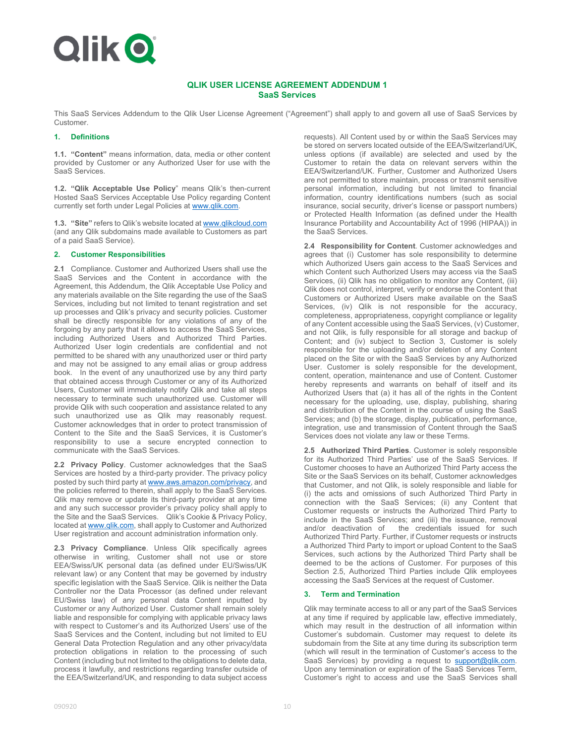Qlik

# QLIK USER LICENSE AGREEMENT ADDENDUM 1
## SaaS Services

This SaaS Services Addendum to the Qlik User License Agreement ("Agreement") shall apply to and govern all use of SaaS Services by Customer.

### 1. Definitions

**1.1. "Content"** means information, data, media or other content provided by Customer or any Authorized User for use with the SaaS Services.

**1.2. "Qlik Acceptable Use Policy**" means Qlik's then-current Hosted SaaS Services Acceptable Use Policy regarding Content currently set forth under Legal Policies at www.qlik.com.

**1.3. "Site"** refers to Qlik's website located at www.qlikcloud.com (and any Qlik subdomains made available to Customers as part of a paid SaaS Service).

### 2. Customer Responsibilities

**2.1** Compliance. Customer and Authorized Users shall use the SaaS Services and the Content in accordance with the Agreement, this Addendum, the Qlik Acceptable Use Policy and any materials available on the Site regarding the use of the SaaS Services, including but not limited to tenant registration and set up processes and Qlik's privacy and security policies. Customer shall be directly responsible for any violations of any of the forgoing by any party that it allows to access the SaaS Services, including Authorized Users and Authorized Third Parties. Authorized User login credentials are confidential and not permitted to be shared with any unauthorized user or third party and may not be assigned to any email alias or group address book. In the event of any unauthorized use by any third party that obtained access through Customer or any of its Authorized Users, Customer will immediately notify Qlik and take all steps necessary to terminate such unauthorized use. Customer will provide Qlik with such cooperation and assistance related to any such unauthorized use as Qlik may reasonably request. Customer acknowledges that in order to protect transmission of Content to the Site and the SaaS Services, it is Customer's responsibility to use a secure encrypted connection to communicate with the SaaS Services.

**2.2 Privacy Policy**. Customer acknowledges that the SaaS Services are hosted by a third-party provider. The privacy policy posted by such third party at www.aws.amazon.com/privacy, and the policies referred to therein, shall apply to the SaaS Services. Qlik may remove or update its third-party provider at any time and any such successor provider's privacy policy shall apply to the Site and the SaaS Services. Qlik's Cookie & Privacy Policy, located at www.qlik.com, shall apply to Customer and Authorized User registration and account administration information only.

**2.3 Privacy Compliance**. Unless Qlik specifically agrees otherwise in writing, Customer shall not use or store EEA/Swiss/UK personal data (as defined under EU/Swiss/UK relevant law) or any Content that may be governed by industry specific legislation with the SaaS Service. Qlik is neither the Data Controller nor the Data Processor (as defined under relevant EU/Swiss law) of any personal data Content inputted by Customer or any Authorized User. Customer shall remain solely liable and responsible for complying with applicable privacy laws with respect to Customer's and its Authorized Users' use of the SaaS Services and the Content, including but not limited to EU General Data Protection Regulation and any other privacy/data protection obligations in relation to the processing of such Content (including but not limited to the obligations to delete data, process it lawfully, and restrictions regarding transfer outside of the EEA/Switzerland/UK, and responding to data subject access requests). All Content used by or within the SaaS Services may be stored on servers located outside of the EEA/Switzerland/UK, unless options (if available) are selected and used by the Customer to retain the data on relevant servers within the EEA/Switzerland/UK. Further, Customer and Authorized Users are not permitted to store maintain, process or transmit sensitive personal information, including but not limited to financial information, country identifications numbers (such as social insurance, social security, driver's license or passport numbers) or Protected Health Information (as defined under the Health Insurance Portability and Accountability Act of 1996 (HIPAA)) in the SaaS Services.

**2.4 Responsibility for Content**. Customer acknowledges and agrees that (i) Customer has sole responsibility to determine which Authorized Users gain access to the SaaS Services and which Content such Authorized Users may access via the SaaS Services, (ii) Qlik has no obligation to monitor any Content, (iii) Qlik does not control, interpret, verify or endorse the Content that Customers or Authorized Users make available on the SaaS Services, (iv) Qlik is not responsible for the accuracy, completeness, appropriateness, copyright compliance or legality of any Content accessible using the SaaS Services, (v) Customer, and not Qlik, is fully responsible for all storage and backup of Content; and (iv) subject to Section 3, Customer is solely responsible for the uploading and/or deletion of any Content placed on the Site or with the SaaS Services by any Authorized User. Customer is solely responsible for the development, content, operation, maintenance and use of Content. Customer hereby represents and warrants on behalf of itself and its Authorized Users that (a) it has all of the rights in the Content necessary for the uploading, use, display, publishing, sharing and distribution of the Content in the course of using the SaaS Services; and (b) the storage, display, publication, performance, integration, use and transmission of Content through the SaaS Services does not violate any law or these Terms.

**2.5 Authorized Third Parties**. Customer is solely responsible for its Authorized Third Parties' use of the SaaS Services. If Customer chooses to have an Authorized Third Party access the Site or the SaaS Services on its behalf, Customer acknowledges that Customer, and not Qlik, is solely responsible and liable for (i) the acts and omissions of such Authorized Third Party in connection with the SaaS Services; (ii) any Content that Customer requests or instructs the Authorized Third Party to include in the SaaS Services; and (iii) the issuance, removal and/or deactivation of the credentials issued for such Authorized Third Party. Further, if Customer requests or instructs a Authorized Third Party to import or upload Content to the SaaS Services, such actions by the Authorized Third Party shall be deemed to be the actions of Customer. For purposes of this Section 2.5, Authorized Third Parties include Qlik employees accessing the SaaS Services at the request of Customer.

### 3. Term and Termination

Qlik may terminate access to all or any part of the SaaS Services at any time if required by applicable law, effective immediately, which may result in the destruction of all information within Customer's subdomain. Customer may request to delete its subdomain from the Site at any time during its subscription term (which will result in the termination of Customer's access to the SaaS Services) by providing a request to support@qlik.com. Upon any termination or expiration of the SaaS Services Term, Customer's right to access and use the SaaS Services shall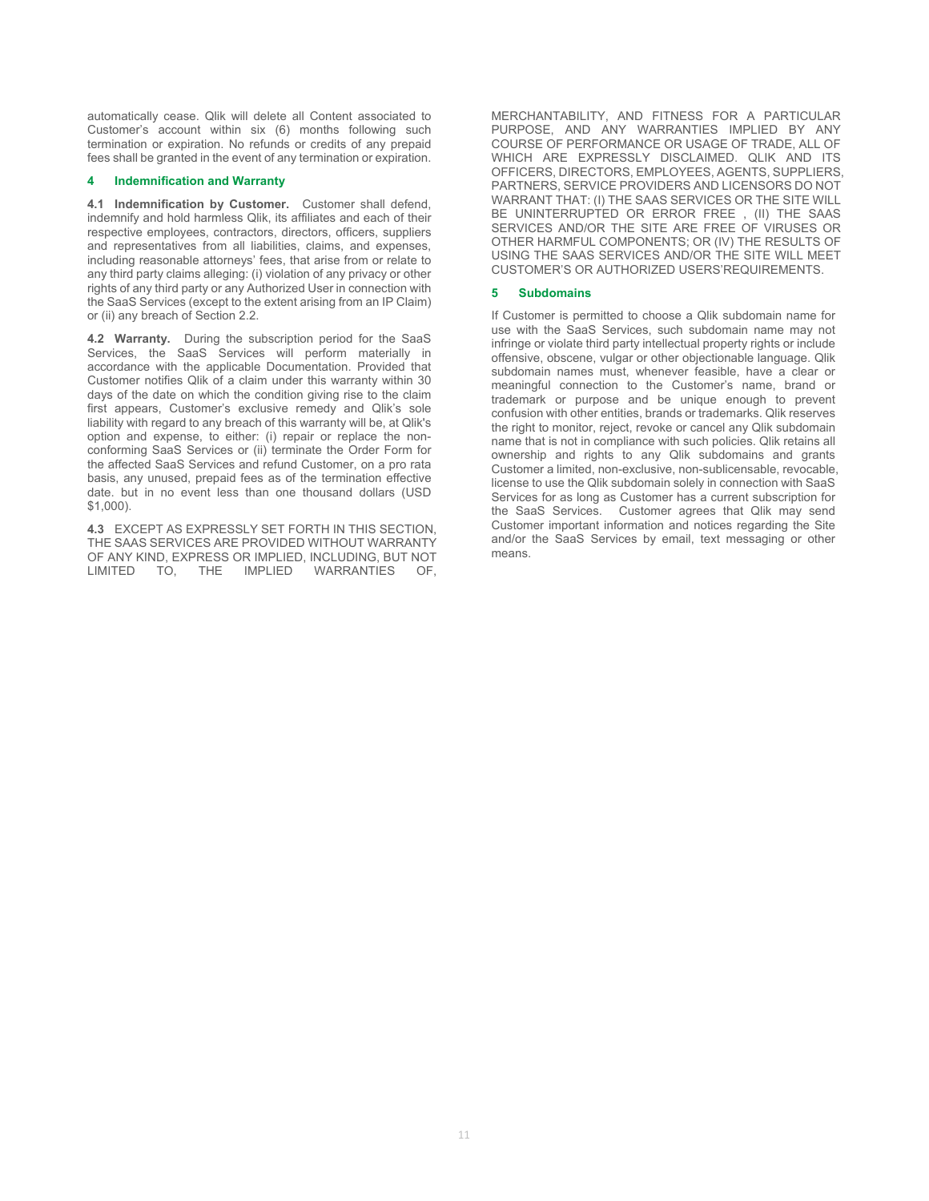automatically cease. Qlik will delete all Content associated to Customer's account within six (6) months following such termination or expiration. No refunds or credits of any prepaid fees shall be granted in the event of any termination or expiration.

## 4 Indemnification and Warranty

**4.1 Indemnification by Customer.** Customer shall defend, indemnify and hold harmless Qlik, its affiliates and each of their respective employees, contractors, directors, officers, suppliers and representatives from all liabilities, claims, and expenses, including reasonable attorneys' fees, that arise from or relate to any third party claims alleging: (i) violation of any privacy or other rights of any third party or any Authorized User in connection with the SaaS Services (except to the extent arising from an IP Claim) or (ii) any breach of Section 2.2.

**4.2 Warranty.** During the subscription period for the SaaS Services, the SaaS Services will perform materially in accordance with the applicable Documentation. Provided that Customer notifies Qlik of a claim under this warranty within 30 days of the date on which the condition giving rise to the claim first appears, Customer's exclusive remedy and Qlik's sole liability with regard to any breach of this warranty will be, at Qlik's option and expense, to either: (i) repair or replace the non-conforming SaaS Services or (ii) terminate the Order Form for the affected SaaS Services and refund Customer, on a pro rata basis, any unused, prepaid fees as of the termination effective date. but in no event less than one thousand dollars (USD $1,000).

**4.3** EXCEPT AS EXPRESSLY SET FORTH IN THIS SECTION, THE SAAS SERVICES ARE PROVIDED WITHOUT WARRANTY OF ANY KIND, EXPRESS OR IMPLIED, INCLUDING, BUT NOT LIMITED TO, THE IMPLIED WARRANTIES OF, MERCHANTABILITY, AND FITNESS FOR A PARTICULAR PURPOSE, AND ANY WARRANTIES IMPLIED BY ANY COURSE OF PERFORMANCE OR USAGE OF TRADE, ALL OF WHICH ARE EXPRESSLY DISCLAIMED. QLIK AND ITS OFFICERS, DIRECTORS, EMPLOYEES, AGENTS, SUPPLIERS, PARTNERS, SERVICE PROVIDERS AND LICENSORS DO NOT WARRANT THAT: (I) THE SAAS SERVICES OR THE SITE WILL BE UNINTERRUPTED OR ERROR FREE , (II) THE SAAS SERVICES AND/OR THE SITE ARE FREE OF VIRUSES OR OTHER HARMFUL COMPONENTS; OR (IV) THE RESULTS OF USING THE SAAS SERVICES AND/OR THE SITE WILL MEET CUSTOMER'S OR AUTHORIZED USERS'REQUIREMENTS.

## 5 Subdomains

If Customer is permitted to choose a Qlik subdomain name for use with the SaaS Services, such subdomain name may not infringe or violate third party intellectual property rights or include offensive, obscene, vulgar or other objectionable language. Qlik subdomain names must, whenever feasible, have a clear or meaningful connection to the Customer's name, brand or trademark or purpose and be unique enough to prevent confusion with other entities, brands or trademarks. Qlik reserves the right to monitor, reject, revoke or cancel any Qlik subdomain name that is not in compliance with such policies. Qlik retains all ownership and rights to any Qlik subdomains and grants Customer a limited, non-exclusive, non-sublicensable, revocable, license to use the Qlik subdomain solely in connection with SaaS Services for as long as Customer has a current subscription for the SaaS Services. Customer agrees that Qlik may send Customer important information and notices regarding the Site and/or the SaaS Services by email, text messaging or other means.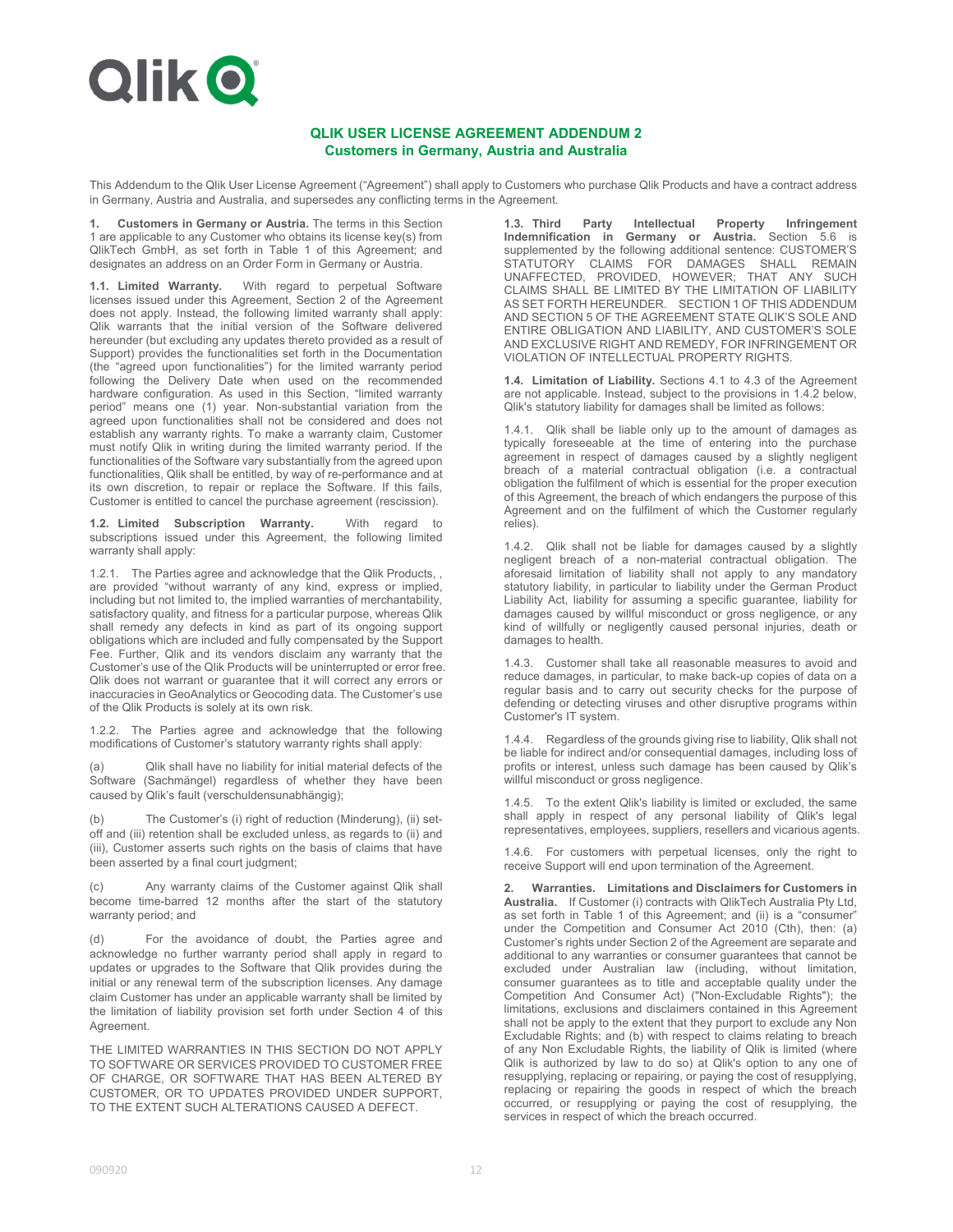# QLIK USER LICENSE AGREEMENT ADDENDUM 2
## Customers in Germany, Austria and Australia

This Addendum to the Qlik User License Agreement ("Agreement") shall apply to Customers who purchase Qlik Products and have a contract address in Germany, Austria and Australia, and supersedes any conflicting terms in the Agreement.

**1. Customers in Germany or Austria.** The terms in this Section 1 are applicable to any Customer who obtains its license key(s) from QlikTech GmbH, as set forth in Table 1 of this Agreement; and designates an address on an Order Form in Germany or Austria.

**1.1. Limited Warranty.** With regard to perpetual Software licenses issued under this Agreement, Section 2 of the Agreement does not apply. Instead, the following limited warranty shall apply: Qlik warrants that the initial version of the Software delivered hereunder (but excluding any updates thereto provided as a result of Support) provides the functionalities set forth in the Documentation (the "agreed upon functionalities") for the limited warranty period following the Delivery Date when used on the recommended hardware configuration. As used in this Section, "limited warranty period" means one (1) year. Non-substantial variation from the agreed upon functionalities shall not be considered and does not establish any warranty rights. To make a warranty claim, Customer must notify Qlik in writing during the limited warranty period. If the functionalities of the Software vary substantially from the agreed upon functionalities, Qlik shall be entitled, by way of re-performance and at its own discretion, to repair or replace the Software. If this fails, Customer is entitled to cancel the purchase agreement (rescission).

**1.2. Limited Subscription Warranty.** With regard to subscriptions issued under this Agreement, the following limited warranty shall apply:

1.2.1. The Parties agree and acknowledge that the Qlik Products, , are provided "without warranty of any kind, express or implied, including but not limited to, the implied warranties of merchantability, satisfactory quality, and fitness for a particular purpose, whereas Qlik shall remedy any defects in kind as part of its ongoing support obligations which are included and fully compensated by the Support Fee. Further, Qlik and its vendors disclaim any warranty that the Customer's use of the Qlik Products will be uninterrupted or error free. Qlik does not warrant or guarantee that it will correct any errors or inaccuracies in GeoAnalytics or Geocoding data. The Customer's use of the Qlik Products is solely at its own risk.

1.2.2. The Parties agree and acknowledge that the following modifications of Customer's statutory warranty rights shall apply:

(a) Qlik shall have no liability for initial material defects of the Software (Sachmängel) regardless of whether they have been caused by Qlik's fault (verschuldensunabhängig);

(b) The Customer's (i) right of reduction (Minderung), (ii) set-off and (iii) retention shall be excluded unless, as regards to (ii) and (iii), Customer asserts such rights on the basis of claims that have been asserted by a final court judgment;

(c) Any warranty claims of the Customer against Qlik shall become time-barred 12 months after the start of the statutory warranty period; and

(d) For the avoidance of doubt, the Parties agree and acknowledge no further warranty period shall apply in regard to updates or upgrades to the Software that Qlik provides during the initial or any renewal term of the subscription licenses. Any damage claim Customer has under an applicable warranty shall be limited by the limitation of liability provision set forth under Section 4 of this Agreement.

THE LIMITED WARRANTIES IN THIS SECTION DO NOT APPLY TO SOFTWARE OR SERVICES PROVIDED TO CUSTOMER FREE OF CHARGE, OR SOFTWARE THAT HAS BEEN ALTERED BY CUSTOMER, OR TO UPDATES PROVIDED UNDER SUPPORT, TO THE EXTENT SUCH ALTERATIONS CAUSED A DEFECT.

**1.3. Third Party Intellectual Property Infringement Indemnification in Germany or Austria.** Section 5.6 is supplemented by the following additional sentence: CUSTOMER'S STATUTORY CLAIMS FOR DAMAGES SHALL REMAIN UNAFFECTED, PROVIDED, HOWEVER; THAT ANY SUCH CLAIMS SHALL BE LIMITED BY THE LIMITATION OF LIABILITY AS SET FORTH HEREUNDER. SECTION 1 OF THIS ADDENDUM AND SECTION 5 OF THE AGREEMENT STATE QLIK'S SOLE AND ENTIRE OBLIGATION AND LIABILITY, AND CUSTOMER'S SOLE AND EXCLUSIVE RIGHT AND REMEDY, FOR INFRINGEMENT OR VIOLATION OF INTELLECTUAL PROPERTY RIGHTS.

**1.4. Limitation of Liability.** Sections 4.1 to 4.3 of the Agreement are not applicable. Instead, subject to the provisions in 1.4.2 below, Qlik's statutory liability for damages shall be limited as follows:

1.4.1. Qlik shall be liable only up to the amount of damages as typically foreseeable at the time of entering into the purchase agreement in respect of damages caused by a slightly negligent breach of a material contractual obligation (i.e. a contractual obligation the fulfilment of which is essential for the proper execution of this Agreement, the breach of which endangers the purpose of this Agreement and on the fulfilment of which the Customer regularly relies).

1.4.2. Qlik shall not be liable for damages caused by a slightly negligent breach of a non-material contractual obligation. The aforesaid limitation of liability shall not apply to any mandatory statutory liability, in particular to liability under the German Product Liability Act, liability for assuming a specific guarantee, liability for damages caused by willful misconduct or gross negligence, or any kind of willfully or negligently caused personal injuries, death or damages to health.

1.4.3. Customer shall take all reasonable measures to avoid and reduce damages, in particular, to make back-up copies of data on a regular basis and to carry out security checks for the purpose of defending or detecting viruses and other disruptive programs within Customer's IT system.

1.4.4. Regardless of the grounds giving rise to liability, Qlik shall not be liable for indirect and/or consequential damages, including loss of profits or interest, unless such damage has been caused by Qlik's willful misconduct or gross negligence.

1.4.5. To the extent Qlik's liability is limited or excluded, the same shall apply in respect of any personal liability of Qlik's legal representatives, employees, suppliers, resellers and vicarious agents.

1.4.6. For customers with perpetual licenses, only the right to receive Support will end upon termination of the Agreement.

**2. Warranties. Limitations and Disclaimers for Customers in Australia.** If Customer (i) contracts with QlikTech Australia Pty Ltd, as set forth in Table 1 of this Agreement; and (ii) is a "consumer" under the Competition and Consumer Act 2010 (Cth), then: (a) Customer's rights under Section 2 of the Agreement are separate and additional to any warranties or consumer guarantees that cannot be excluded under Australian law (including, without limitation, consumer guarantees as to title and acceptable quality under the Competition And Consumer Act) ("Non-Excludable Rights"); the limitations, exclusions and disclaimers contained in this Agreement shall not be apply to the extent that they purport to exclude any Non Excludable Rights; and (b) with respect to claims relating to breach of any Non Excludable Rights, the liability of Qlik is limited (where Qlik is authorized by law to do so) at Qlik's option to any one of resupplying, replacing or repairing, or paying the cost of resupplying, replacing or repairing the goods in respect of which the breach occurred, or resupplying or paying the cost of resupplying, the services in respect of which the breach occurred.